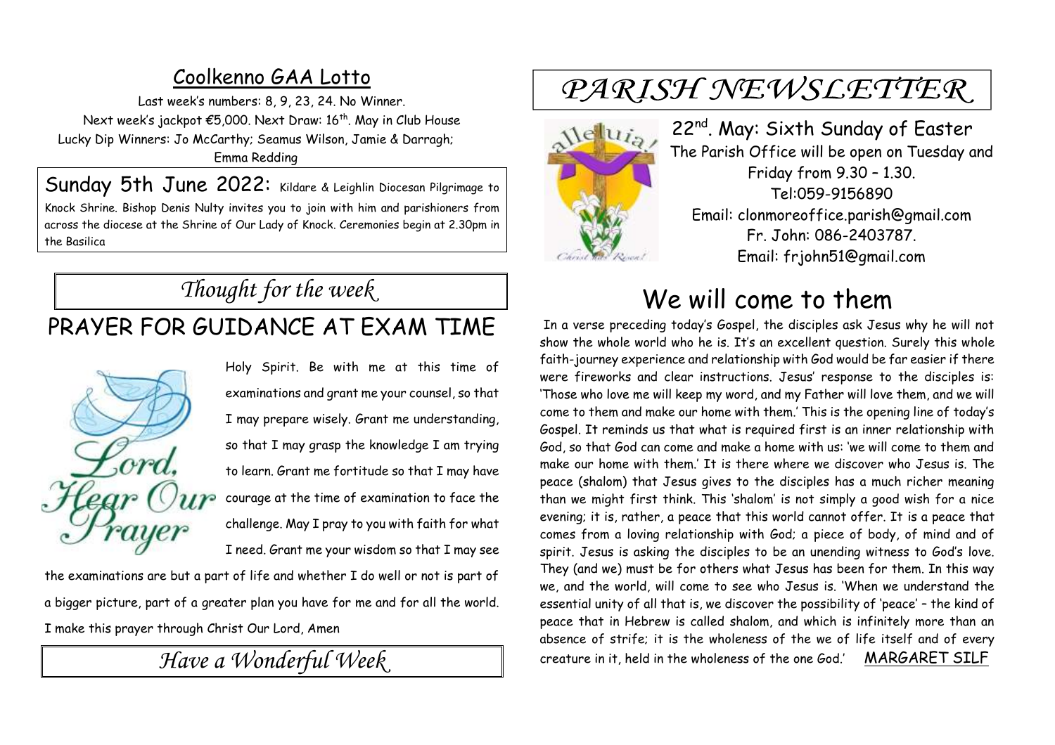## Coolkenno GAA Lotto

Last week's numbers: 8, 9, 23, 24. No Winner.
Next week's jackpot €5,000. Next Draw: 16th. May in Club House
Lucky Dip Winners: Jo McCarthy; Seamus Wilson, Jamie & Darragh; Emma Redding

**Sunday 5th June 2022:** Kildare & Leighlin Diocesan Pilgrimage to Knock Shrine. Bishop Denis Nulty invites you to join with him and parishioners from across the diocese at the Shrine of Our Lady of Knock. Ceremonies begin at 2.30pm in the Basilica

## *Thought for the week*

## PRAYER FOR GUIDANCE AT EXAM TIME

Lord, Hear Our Prayer

Holy Spirit. Be with me at this time of examinations and grant me your counsel, so that I may prepare wisely. Grant me understanding, so that I may grasp the knowledge I am trying to learn. Grant me fortitude so that I may have courage at the time of examination to face the challenge. May I pray to you with faith for what I need. Grant me your wisdom so that I may see the examinations are but a part of life and whether I do well or not is part of a bigger picture, part of a greater plan you have for me and for all the world. I make this prayer through Christ Our Lord, Amen

*Have a Wonderful Week*

# *PARISH NEWSLETTER*

22nd. May: Sixth Sunday of Easter

The Parish Office will be open on Tuesday and Friday from 9.30 – 1.30.
Tel:059-9156890
Email: clonmoreoffice.parish@gmail.com
Fr. John: 086-2403787.
Email: frjohn51@gmail.com

## We will come to them

In a verse preceding today's Gospel, the disciples ask Jesus why he will not show the whole world who he is. It's an excellent question. Surely this whole faith-journey experience and relationship with God would be far easier if there were fireworks and clear instructions. Jesus' response to the disciples is: 'Those who love me will keep my word, and my Father will love them, and we will come to them and make our home with them.' This is the opening line of today's Gospel. It reminds us that what is required first is an inner relationship with God, so that God can come and make a home with us: 'we will come to them and make our home with them.' It is there where we discover who Jesus is. The peace (shalom) that Jesus gives to the disciples has a much richer meaning than we might first think. This 'shalom' is not simply a good wish for a nice evening; it is, rather, a peace that this world cannot offer. It is a peace that comes from a loving relationship with God; a piece of body, of mind and of spirit. Jesus is asking the disciples to be an unending witness to God's love. They (and we) must be for others what Jesus has been for them. In this way we, and the world, will come to see who Jesus is. 'When we understand the essential unity of all that is, we discover the possibility of 'peace' – the kind of peace that in Hebrew is called shalom, and which is infinitely more than an absence of strife; it is the wholeness of the we of life itself and of every creature in it, held in the wholeness of the one God.' MARGARET SILF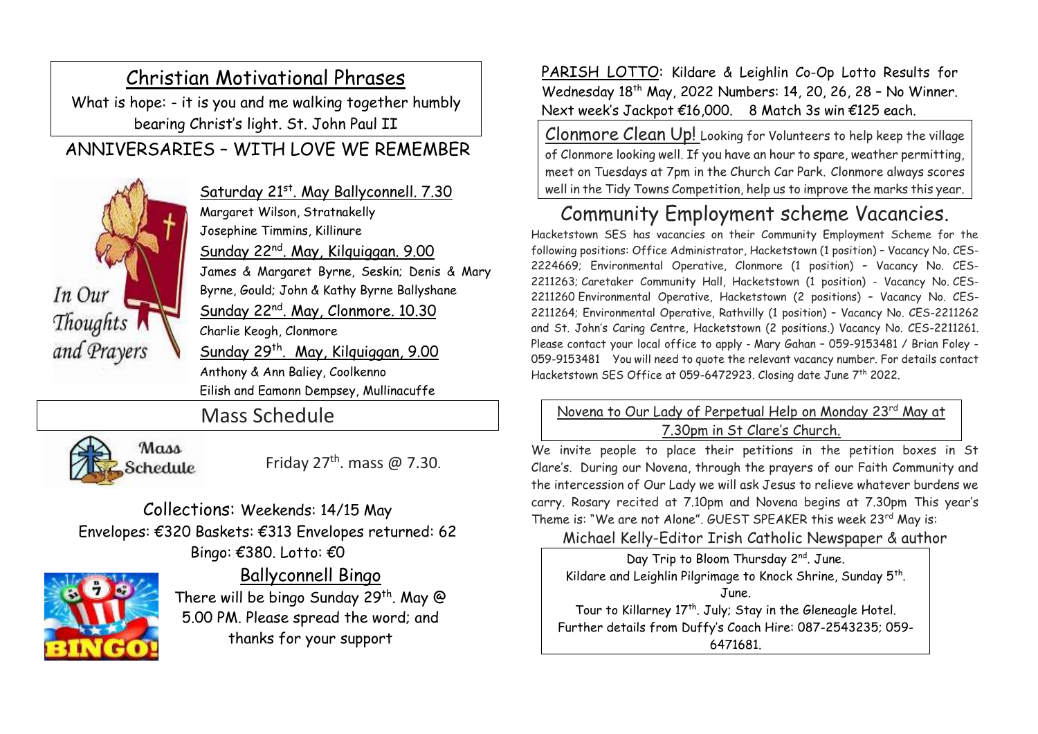## Christian Motivational Phrases

What is hope: - it is you and me walking together humbly bearing Christ's light. St. John Paul II

## ANNIVERSARIES – WITH LOVE WE REMEMBER

In Our Thoughts and Prayers

Saturday 21st. May Ballyconnell. 7.30

Margaret Wilson, Stratnakelly
Josephine Timmins, Killinure

Sunday 22nd. May, Kilquiggan. 9.00

James & Margaret Byrne, Seskin; Denis & Mary Byrne, Gould; John & Kathy Byrne Ballyshane

Sunday 22nd. May, Clonmore. 10.30

Charlie Keogh, Clonmore

Sunday 29th. May, Kilquiggan, 9.00

Anthony & Ann Baliey, Coolkenno
Eilish and Eamonn Dempsey, Mullinacuffe

## Mass Schedule

Friday 27th. mass @ 7.30.

Collections: Weekends: 14/15 May
Envelopes: €320 Baskets: €313 Envelopes returned: 62
Bingo: €380. Lotto: €0

### Ballyconnell Bingo

There will be bingo Sunday 29th. May @ 5.00 PM. Please spread the word; and thanks for your support

PARISH LOTTO: Kildare & Leighlin Co-Op Lotto Results for Wednesday 18th May, 2022 Numbers: 14, 20, 26, 28 – No Winner. Next week's Jackpot €16,000. 8 Match 3s win €125 each.

**Clonmore Clean Up!** Looking for Volunteers to help keep the village of Clonmore looking well. If you have an hour to spare, weather permitting, meet on Tuesdays at 7pm in the Church Car Park. Clonmore always scores well in the Tidy Towns Competition, help us to improve the marks this year.

## Community Employment scheme Vacancies.

Hacketstown SES has vacancies on their Community Employment Scheme for the following positions: Office Administrator, Hacketstown (1 position) – Vacancy No. CES-2224669; Environmental Operative, Clonmore (1 position) – Vacancy No. CES-2211263; Caretaker Community Hall, Hacketstown (1 position) - Vacancy No. CES-2211260 Environmental Operative, Hacketstown (2 positions) – Vacancy No. CES-2211264; Environmental Operative, Rathvilly (1 position) – Vacancy No. CES-2211262 and St. John's Caring Centre, Hacketstown (2 positions.) Vacancy No. CES-2211261. Please contact your local office to apply - Mary Gahan – 059-9153481 / Brian Foley - 059-9153481 You will need to quote the relevant vacancy number. For details contact Hacketstown SES Office at 059-6472923. Closing date June 7th 2022.

### Novena to Our Lady of Perpetual Help on Monday 23rd May at 7.30pm in St Clare's Church.

We invite people to place their petitions in the petition boxes in St Clare's. During our Novena, through the prayers of our Faith Community and the intercession of Our Lady we will ask Jesus to relieve whatever burdens we carry. Rosary recited at 7.10pm and Novena begins at 7.30pm This year's Theme is: "We are not Alone". GUEST SPEAKER this week 23rd May is:

Michael Kelly-Editor Irish Catholic Newspaper & author

Day Trip to Bloom Thursday 2nd. June.
Kildare and Leighlin Pilgrimage to Knock Shrine, Sunday 5th. June.
Tour to Killarney 17th. July; Stay in the Gleneagle Hotel.
Further details from Duffy's Coach Hire: 087-2543235; 059-6471681.